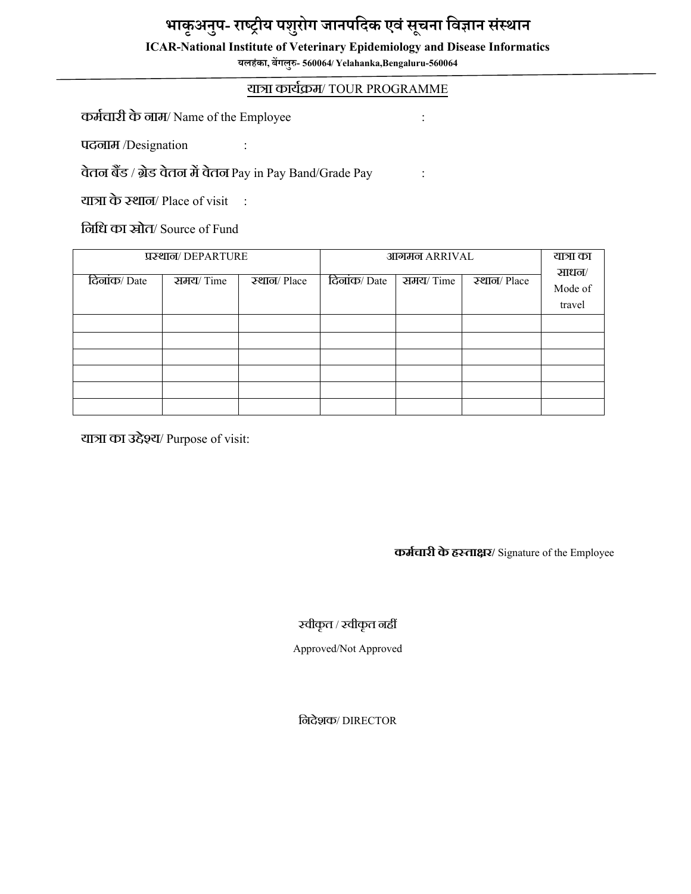# भाकृअनुप- राष्ट्रीय पशुरोग जानपदिक एवं सूचना विज्ञान संस्थान

**ICAR-National Institute of Veterinary Epidemiology and Disease Informatics**

**यलहंका, बेंगलुरु- 560064/ Yelahanka,Bengaluru-560064**

## यात्रा कार्यक्रम/ TOUR PROGRAMME

**कर्मचारी के नाम**/ Name of the Employee :

**पदनाम** /Designation :

**वेतन बैंड / ग्रेड वेतन में वेतन** Pay in Pay Band/Grade Pay :

**यात्रा के स्थान**/ Place of visit :

**निधि का स्रोत**/ Source of Fund

| प्रस्थान/ DEPARTURE | | | आगमन ARRIVAL | | | यात्रा का साधन/ Mode of travel |
|---|---|---|---|---|---|---|
| दिनांक/ Date | समय/ Time | स्थान/ Place | दिनांक/ Date | समय/ Time | स्थान/ Place | |
| | | | | | | |
| | | | | | | |
| | | | | | | |
| | | | | | | |
| | | | | | | |
| | | | | | | |

**यात्रा का उद्देश्य**/ Purpose of visit:

**कर्मचारी के हस्ताक्षर/** Signature of the Employee

स्वीकृत / स्वीकृत नहीं

Approved/Not Approved

निदेशक/ DIRECTOR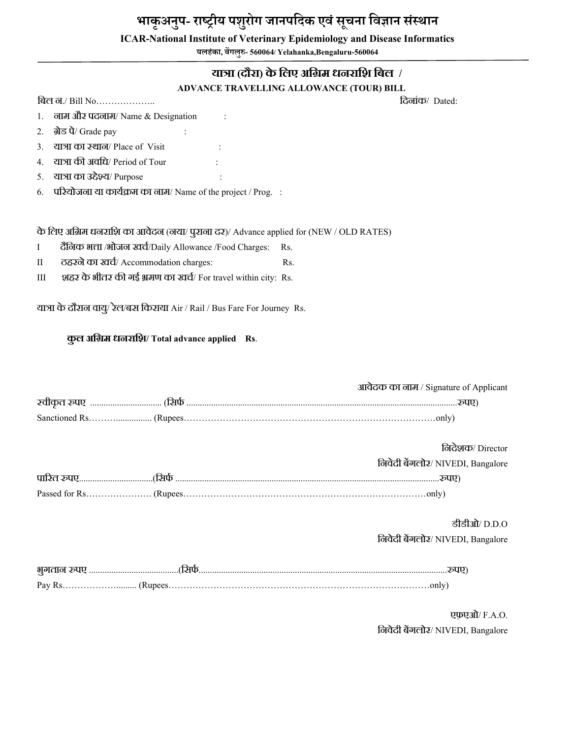# भाकृअनुप- राष्ट्रीय पशुरोग जानपदिक एवं सूचना विज्ञान संस्थान

**ICAR-National Institute of Veterinary Epidemiology and Disease Informatics**

**यलहंका, बेंगलुरु- 560064/ Yelahanka,Bengaluru-560064**

## यात्रा (दौरा) के लिए अग्रिम धनराशि बिल /

**ADVANCE TRAVELLING ALLOWANCE (TOUR) BILL**

बिल न./ Bill No……………….. दिनांक/ Dated:

1. नाम और पदनाम/ Name & Designation :
2. ग्रेड पे/ Grade pay :
3. यात्रा का स्थान/ Place of Visit :
4. यात्रा की अवधि/ Period of Tour :
5. यात्रा का उद्देश्य/ Purpose :
6. परियोजना या कार्यक्रम का नाम/ Name of the project / Prog. :

के लिए अग्रिम धनराशि का आवेदन (नया/ पुराना दर)/ Advance applied for (NEW / OLD RATES)

I दैनिक भत्ता /भोजन खर्च/Daily Allowance /Food Charges: Rs.

II ठहरने का खर्च/ Accommodation charges: Rs.

III शहर के भीतर की गई भ्रमण का खर्च/ For travel within city: Rs.

यात्रा के दौरान वायु/ रेल/बस किराया Air / Rail / Bus Fare For Journey Rs.

**कुल अग्रिम धनराशि/ Total advance applied Rs**.

आवेदक का नाम / Signature of Applicant

स्वीकृत रुपए ................................ (सिर्फ ........................................................................................................................रुपए)

Sanctioned Rs……….............. (Rupees……………………………………………………………………………only)

निदेशक/ Director

निवेदी बेंगलोर/ NIVEDI, Bangalore

पारित रुपए.................................(सिर्फ .....................................................................................................................रुपए)

Passed for Rs…………………. (Rupees…………………………………………………………………………only)

डीडीओ/ D.D.O

निवेदी बेंगलोर/ NIVEDI, Bangalore

भुगतान रुपए .........................................(सिर्फ..............................................................................................................रुपए)

Pay Rs……………….......... (Rupees………………………………………………………………………………only)

एफ़एओ/ F.A.O.

निवेदी बेंगलोर/ NIVEDI, Bangalore